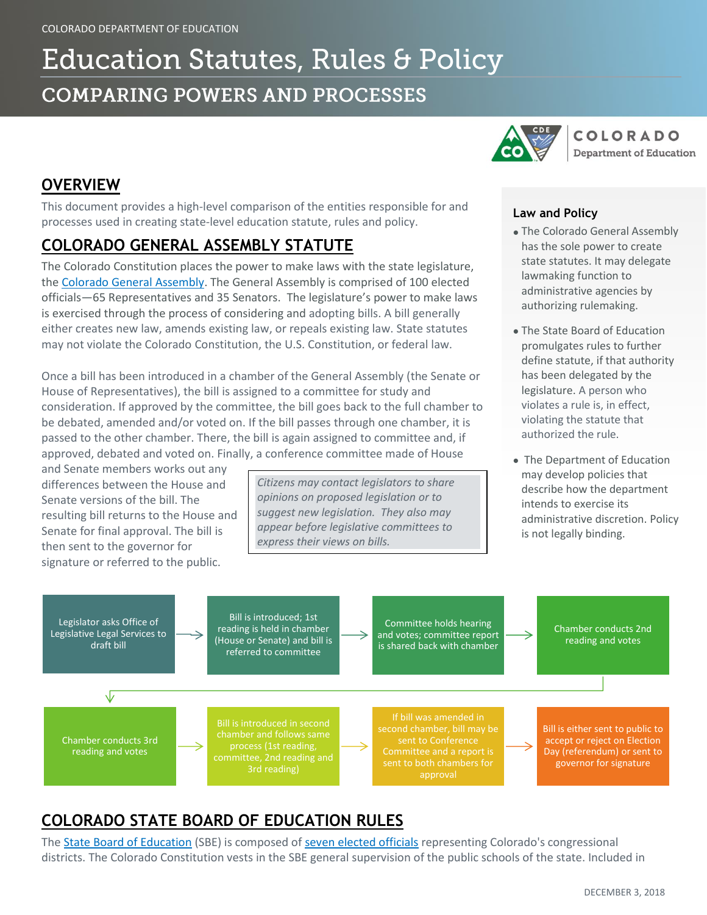COLORADO DEPARTMENT OF EDUCATION

# Education Statutes, Rules & Policy

## COMPARING POWERS AND PROCESSES

## OVERVIEW

This document provides a high-level comparison of the entities responsible for and processes used in creating state-level education statute, rules and policy.

## COLORADO GENERAL ASSEMBLY STATUTE

The Colorado Constitution places the power to make laws with the state legislature, the Colorado General Assembly. The General Assembly is comprised of 100 elected officials—65 Representatives and 35 Senators. The legislature's power to make laws is exercised through the process of considering and adopting bills. A bill generally either creates new law, amends existing law, or repeals existing law. State statutes may not violate the Colorado Constitution, the U.S. Constitution, or federal law.

Once a bill has been introduced in a chamber of the General Assembly (the Senate or House of Representatives), the bill is assigned to a committee for study and consideration. If approved by the committee, the bill goes back to the full chamber to be debated, amended and/or voted on. If the bill passes through one chamber, it is passed to the other chamber. There, the bill is again assigned to committee and, if approved, debated and voted on. Finally, a conference committee made of House and Senate members works out any differences between the House and Senate versions of the bill. The resulting bill returns to the House and Senate for final approval. The bill is then sent to the governor for signature or referred to the public.

> *Citizens may contact legislators to share opinions on proposed legislation or to suggest new legislation. They also may appear before legislative committees to express their views on bills.*

### Law and Policy

- The Colorado General Assembly has the sole power to create state statutes. It may delegate lawmaking function to administrative agencies by authorizing rulemaking.
- The State Board of Education promulgates rules to further define statute, if that authority has been delegated by the legislature. A person who violates a rule is, in effect, violating the statute that authorized the rule.
- The Department of Education may develop policies that describe how the department intends to exercise its administrative discretion. Policy is not legally binding.

1. Legislator asks Office of Legislative Legal Services to draft bill
2. Bill is introduced; 1st reading is held in chamber (House or Senate) and bill is referred to committee
3. Committee holds hearing and votes; committee report is shared back with chamber
4. Chamber conducts 2nd reading and votes
5. Chamber conducts 3rd reading and votes
6. Bill is introduced in second chamber and follows same process (1st reading, committee, 2nd reading and 3rd reading)
7. If bill was amended in second chamber, bill may be sent to Conference Committee and a report is sent to both chambers for approval
8. Bill is either sent to public to accept or reject on Election Day (referendum) or sent to governor for signature

## COLORADO STATE BOARD OF EDUCATION RULES

The State Board of Education (SBE) is composed of seven elected officials representing Colorado's congressional districts. The Colorado Constitution vests in the SBE general supervision of the public schools of the state. Included in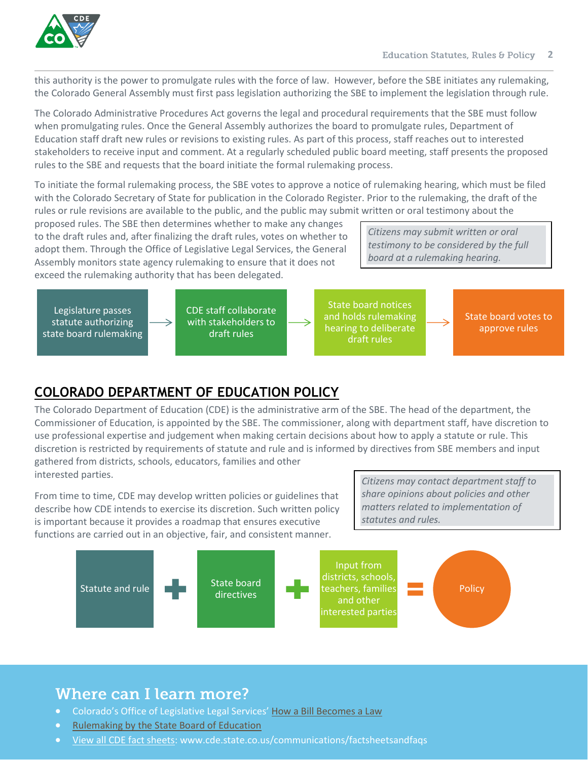this authority is the power to promulgate rules with the force of law. However, before the SBE initiates any rulemaking, the Colorado General Assembly must first pass legislation authorizing the SBE to implement the legislation through rule.

The Colorado Administrative Procedures Act governs the legal and procedural requirements that the SBE must follow when promulgating rules. Once the General Assembly authorizes the board to promulgate rules, Department of Education staff draft new rules or revisions to existing rules. As part of this process, staff reaches out to interested stakeholders to receive input and comment. At a regularly scheduled public board meeting, staff presents the proposed rules to the SBE and requests that the board initiate the formal rulemaking process.

To initiate the formal rulemaking process, the SBE votes to approve a notice of rulemaking hearing, which must be filed with the Colorado Secretary of State for publication in the Colorado Register. Prior to the rulemaking, the draft of the rules or rule revisions are available to the public, and the public may submit written or oral testimony about the proposed rules. The SBE then determines whether to make any changes to the draft rules and, after finalizing the draft rules, votes on whether to adopt them. Through the Office of Legislative Legal Services, the General Assembly monitors state agency rulemaking to ensure that it does not exceed the rulemaking authority that has been delegated.

*Citizens may submit written or oral testimony to be considered by the full board at a rulemaking hearing.*

Legislature passes statute authorizing state board rulemaking → CDE staff collaborate with stakeholders to draft rules → State board notices and holds rulemaking hearing to deliberate draft rules → State board votes to approve rules

## COLORADO DEPARTMENT OF EDUCATION POLICY

The Colorado Department of Education (CDE) is the administrative arm of the SBE. The head of the department, the Commissioner of Education, is appointed by the SBE. The commissioner, along with department staff, have discretion to use professional expertise and judgement when making certain decisions about how to apply a statute or rule. This discretion is restricted by requirements of statute and rule and is informed by directives from SBE members and input gathered from districts, schools, educators, families and other interested parties.

From time to time, CDE may develop written policies or guidelines that describe how CDE intends to exercise its discretion. Such written policy is important because it provides a roadmap that ensures executive functions are carried out in an objective, fair, and consistent manner.

*Citizens may contact department staff to share opinions about policies and other matters related to implementation of statutes and rules.*

Statute and rule + State board directives + Input from districts, schools, teachers, families and other interested parties = Policy

## Where can I learn more?

- Colorado's Office of Legislative Legal Services' How a Bill Becomes a Law
- Rulemaking by the State Board of Education
- View all CDE fact sheets: www.cde.state.co.us/communications/factsheetsandfaqs